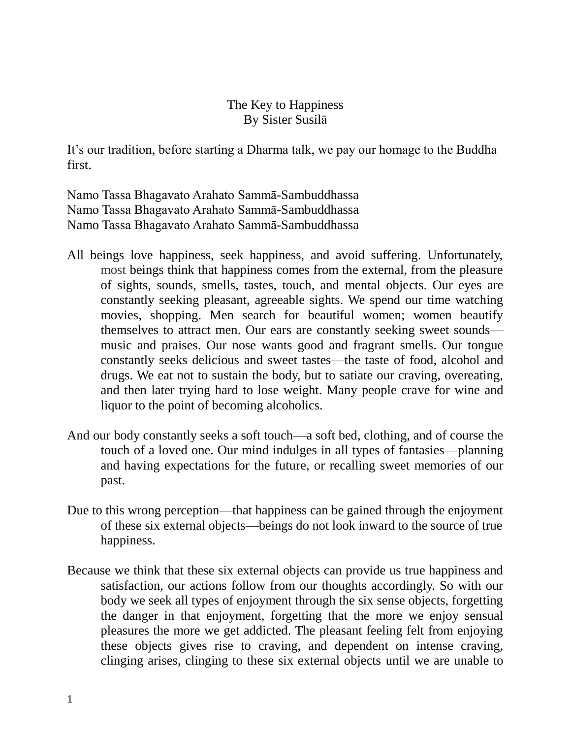# The Key to Happiness

By Sister Susilā

It's our tradition, before starting a Dharma talk, we pay our homage to the Buddha first.

Namo Tassa Bhagavato Arahato Sammā-Sambuddhassa
Namo Tassa Bhagavato Arahato Sammā-Sambuddhassa
Namo Tassa Bhagavato Arahato Sammā-Sambuddhassa

All beings love happiness, seek happiness, and avoid suffering. Unfortunately, most beings think that happiness comes from the external, from the pleasure of sights, sounds, smells, tastes, touch, and mental objects. Our eyes are constantly seeking pleasant, agreeable sights. We spend our time watching movies, shopping. Men search for beautiful women; women beautify themselves to attract men. Our ears are constantly seeking sweet sounds—music and praises. Our nose wants good and fragrant smells. Our tongue constantly seeks delicious and sweet tastes—the taste of food, alcohol and drugs. We eat not to sustain the body, but to satiate our craving, overeating, and then later trying hard to lose weight. Many people crave for wine and liquor to the point of becoming alcoholics.

And our body constantly seeks a soft touch—a soft bed, clothing, and of course the touch of a loved one. Our mind indulges in all types of fantasies—planning and having expectations for the future, or recalling sweet memories of our past.

Due to this wrong perception—that happiness can be gained through the enjoyment of these six external objects—beings do not look inward to the source of true happiness.

Because we think that these six external objects can provide us true happiness and satisfaction, our actions follow from our thoughts accordingly. So with our body we seek all types of enjoyment through the six sense objects, forgetting the danger in that enjoyment, forgetting that the more we enjoy sensual pleasures the more we get addicted. The pleasant feeling felt from enjoying these objects gives rise to craving, and dependent on intense craving, clinging arises, clinging to these six external objects until we are unable to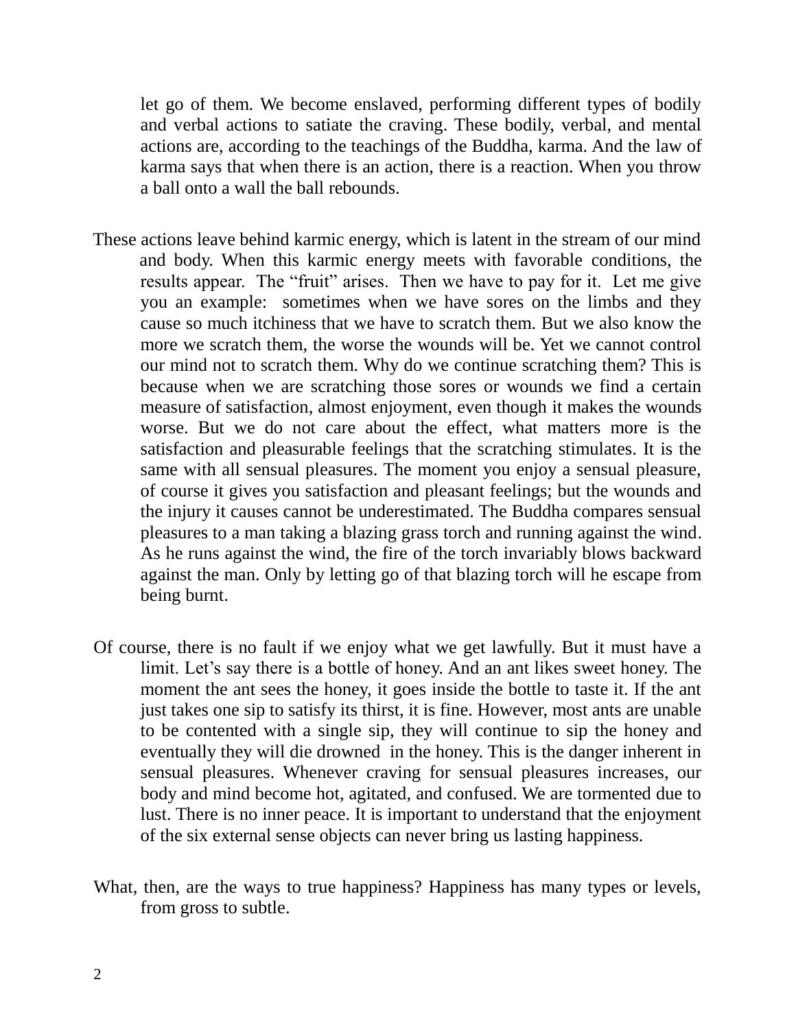let go of them. We become enslaved, performing different types of bodily and verbal actions to satiate the craving. These bodily, verbal, and mental actions are, according to the teachings of the Buddha, karma. And the law of karma says that when there is an action, there is a reaction. When you throw a ball onto a wall the ball rebounds.

These actions leave behind karmic energy, which is latent in the stream of our mind and body. When this karmic energy meets with favorable conditions, the results appear. The "fruit" arises. Then we have to pay for it. Let me give you an example: sometimes when we have sores on the limbs and they cause so much itchiness that we have to scratch them. But we also know the more we scratch them, the worse the wounds will be. Yet we cannot control our mind not to scratch them. Why do we continue scratching them? This is because when we are scratching those sores or wounds we find a certain measure of satisfaction, almost enjoyment, even though it makes the wounds worse. But we do not care about the effect, what matters more is the satisfaction and pleasurable feelings that the scratching stimulates. It is the same with all sensual pleasures. The moment you enjoy a sensual pleasure, of course it gives you satisfaction and pleasant feelings; but the wounds and the injury it causes cannot be underestimated. The Buddha compares sensual pleasures to a man taking a blazing grass torch and running against the wind. As he runs against the wind, the fire of the torch invariably blows backward against the man. Only by letting go of that blazing torch will he escape from being burnt.

Of course, there is no fault if we enjoy what we get lawfully. But it must have a limit. Let's say there is a bottle of honey. And an ant likes sweet honey. The moment the ant sees the honey, it goes inside the bottle to taste it. If the ant just takes one sip to satisfy its thirst, it is fine. However, most ants are unable to be contented with a single sip, they will continue to sip the honey and eventually they will die drowned in the honey. This is the danger inherent in sensual pleasures. Whenever craving for sensual pleasures increases, our body and mind become hot, agitated, and confused. We are tormented due to lust. There is no inner peace. It is important to understand that the enjoyment of the six external sense objects can never bring us lasting happiness.

What, then, are the ways to true happiness? Happiness has many types or levels, from gross to subtle.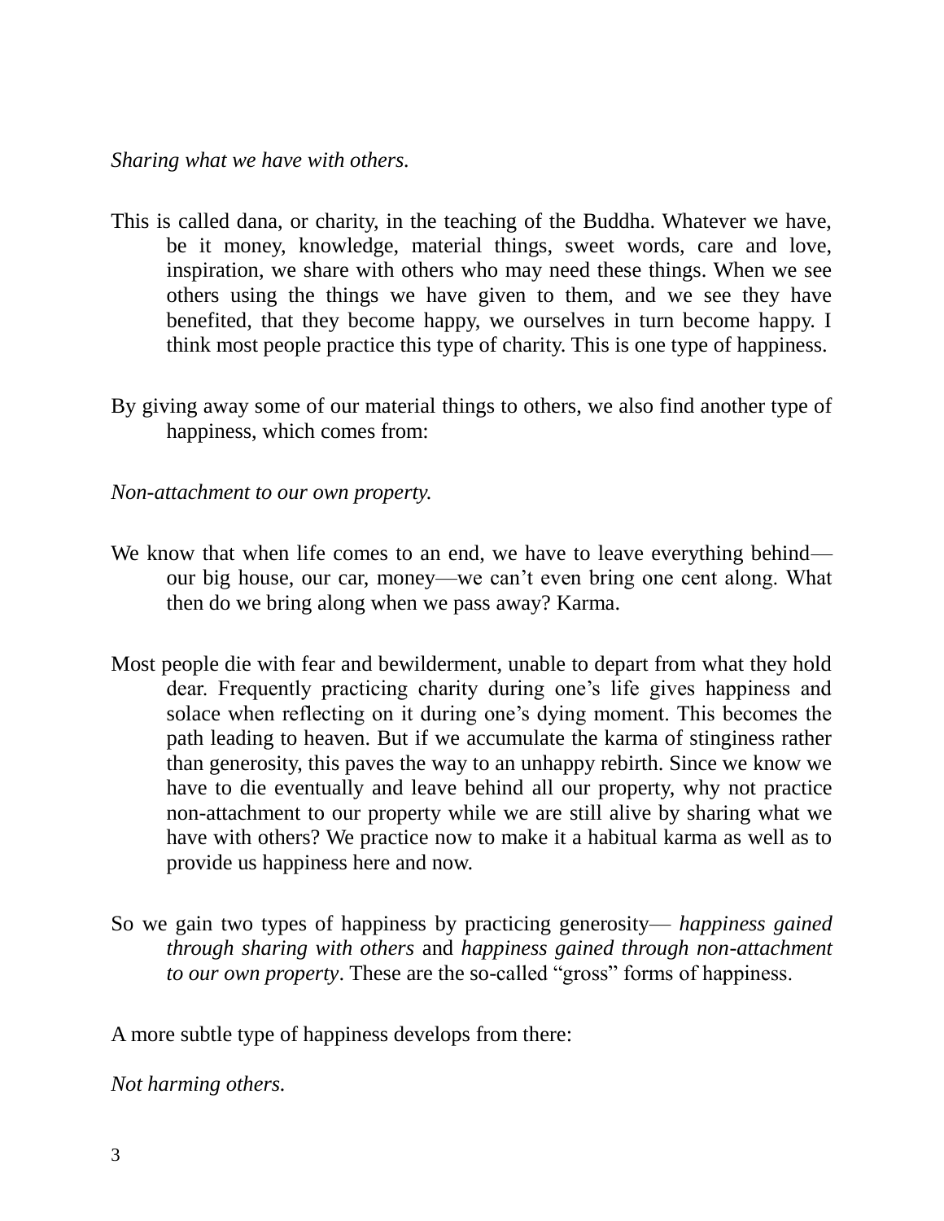*Sharing what we have with others.*

This is called dana, or charity, in the teaching of the Buddha. Whatever we have, be it money, knowledge, material things, sweet words, care and love, inspiration, we share with others who may need these things. When we see others using the things we have given to them, and we see they have benefited, that they become happy, we ourselves in turn become happy. I think most people practice this type of charity. This is one type of happiness.

By giving away some of our material things to others, we also find another type of happiness, which comes from:

*Non-attachment to our own property.*

We know that when life comes to an end, we have to leave everything behind—our big house, our car, money—we can't even bring one cent along. What then do we bring along when we pass away? Karma.

Most people die with fear and bewilderment, unable to depart from what they hold dear. Frequently practicing charity during one's life gives happiness and solace when reflecting on it during one's dying moment. This becomes the path leading to heaven. But if we accumulate the karma of stinginess rather than generosity, this paves the way to an unhappy rebirth. Since we know we have to die eventually and leave behind all our property, why not practice non-attachment to our property while we are still alive by sharing what we have with others? We practice now to make it a habitual karma as well as to provide us happiness here and now.

So we gain two types of happiness by practicing generosity— *happiness gained through sharing with others* and *happiness gained through non-attachment to our own property*. These are the so-called "gross" forms of happiness.

A more subtle type of happiness develops from there:

*Not harming others.*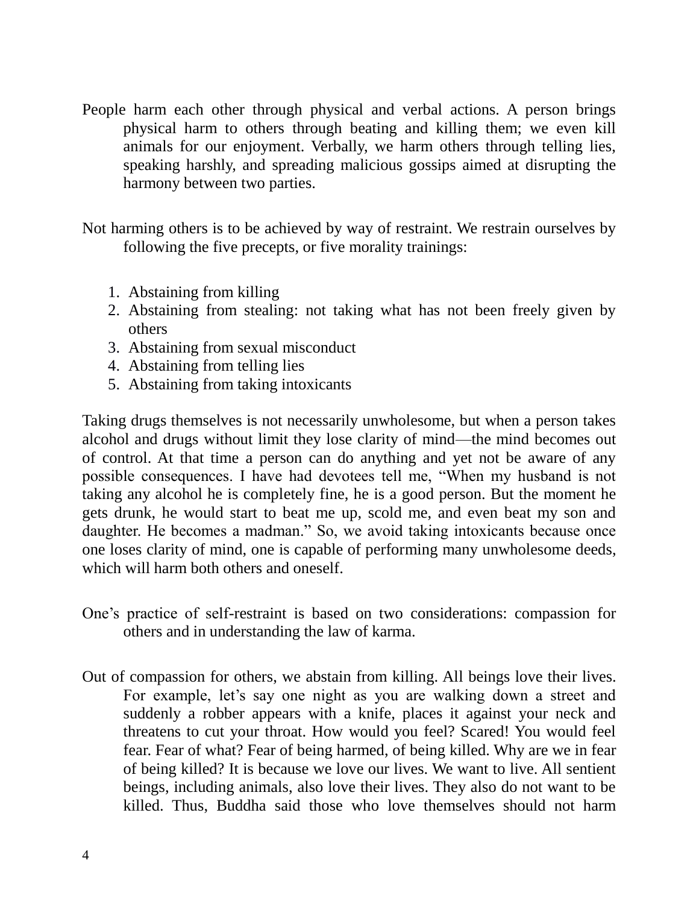People harm each other through physical and verbal actions. A person brings physical harm to others through beating and killing them; we even kill animals for our enjoyment. Verbally, we harm others through telling lies, speaking harshly, and spreading malicious gossips aimed at disrupting the harmony between two parties.

Not harming others is to be achieved by way of restraint. We restrain ourselves by following the five precepts, or five morality trainings:

1. Abstaining from killing
2. Abstaining from stealing: not taking what has not been freely given by others
3. Abstaining from sexual misconduct
4. Abstaining from telling lies
5. Abstaining from taking intoxicants

Taking drugs themselves is not necessarily unwholesome, but when a person takes alcohol and drugs without limit they lose clarity of mind—the mind becomes out of control. At that time a person can do anything and yet not be aware of any possible consequences. I have had devotees tell me, "When my husband is not taking any alcohol he is completely fine, he is a good person. But the moment he gets drunk, he would start to beat me up, scold me, and even beat my son and daughter. He becomes a madman." So, we avoid taking intoxicants because once one loses clarity of mind, one is capable of performing many unwholesome deeds, which will harm both others and oneself.

One's practice of self-restraint is based on two considerations: compassion for others and in understanding the law of karma.

Out of compassion for others, we abstain from killing. All beings love their lives. For example, let's say one night as you are walking down a street and suddenly a robber appears with a knife, places it against your neck and threatens to cut your throat. How would you feel? Scared! You would feel fear. Fear of what? Fear of being harmed, of being killed. Why are we in fear of being killed? It is because we love our lives. We want to live. All sentient beings, including animals, also love their lives. They also do not want to be killed. Thus, Buddha said those who love themselves should not harm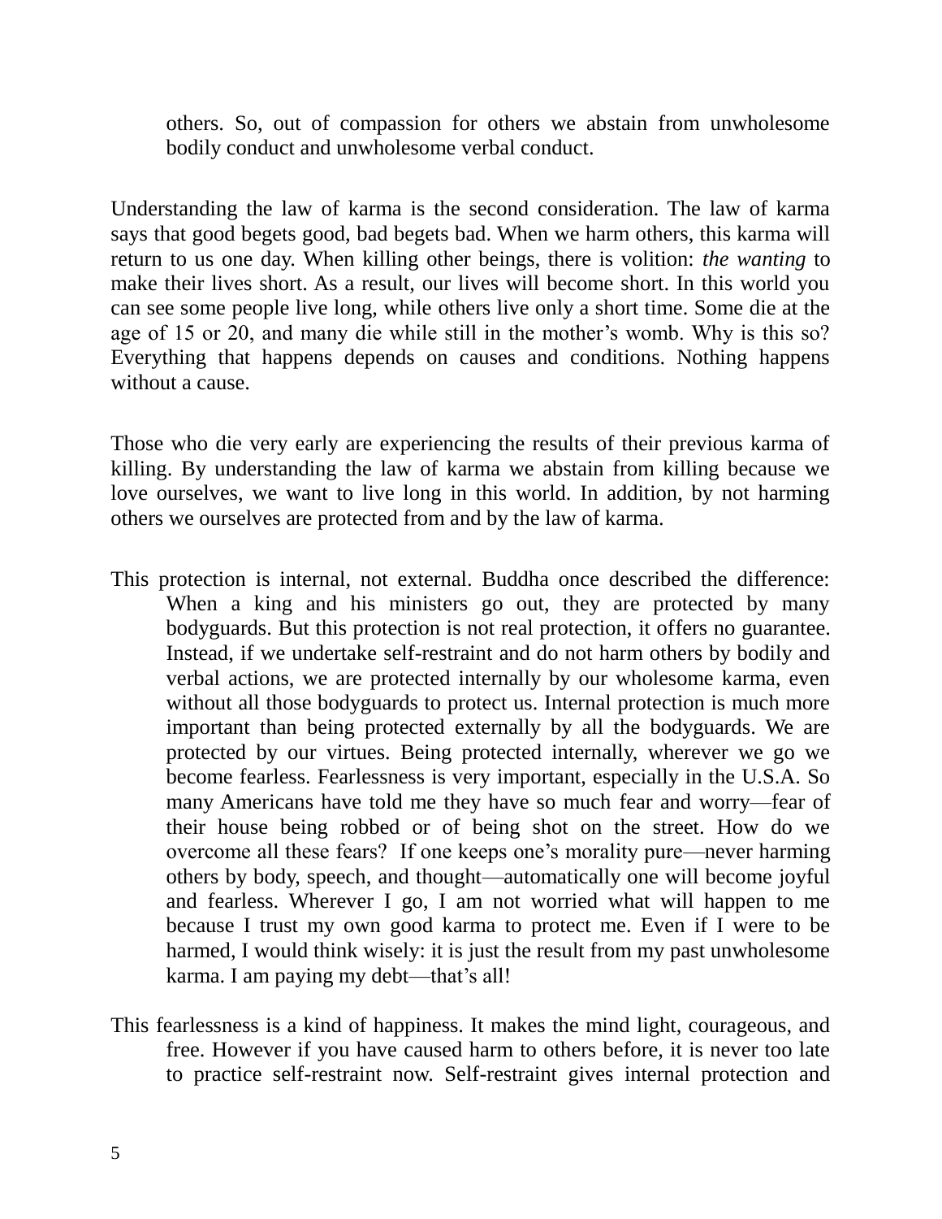others. So, out of compassion for others we abstain from unwholesome bodily conduct and unwholesome verbal conduct.

Understanding the law of karma is the second consideration. The law of karma says that good begets good, bad begets bad. When we harm others, this karma will return to us one day. When killing other beings, there is volition: *the wanting* to make their lives short. As a result, our lives will become short. In this world you can see some people live long, while others live only a short time. Some die at the age of 15 or 20, and many die while still in the mother's womb. Why is this so? Everything that happens depends on causes and conditions. Nothing happens without a cause.

Those who die very early are experiencing the results of their previous karma of killing. By understanding the law of karma we abstain from killing because we love ourselves, we want to live long in this world. In addition, by not harming others we ourselves are protected from and by the law of karma.

This protection is internal, not external. Buddha once described the difference: When a king and his ministers go out, they are protected by many bodyguards. But this protection is not real protection, it offers no guarantee. Instead, if we undertake self-restraint and do not harm others by bodily and verbal actions, we are protected internally by our wholesome karma, even without all those bodyguards to protect us. Internal protection is much more important than being protected externally by all the bodyguards. We are protected by our virtues. Being protected internally, wherever we go we become fearless. Fearlessness is very important, especially in the U.S.A. So many Americans have told me they have so much fear and worry—fear of their house being robbed or of being shot on the street. How do we overcome all these fears? If one keeps one's morality pure—never harming others by body, speech, and thought—automatically one will become joyful and fearless. Wherever I go, I am not worried what will happen to me because I trust my own good karma to protect me. Even if I were to be harmed, I would think wisely: it is just the result from my past unwholesome karma. I am paying my debt—that's all!

This fearlessness is a kind of happiness. It makes the mind light, courageous, and free. However if you have caused harm to others before, it is never too late to practice self-restraint now. Self-restraint gives internal protection and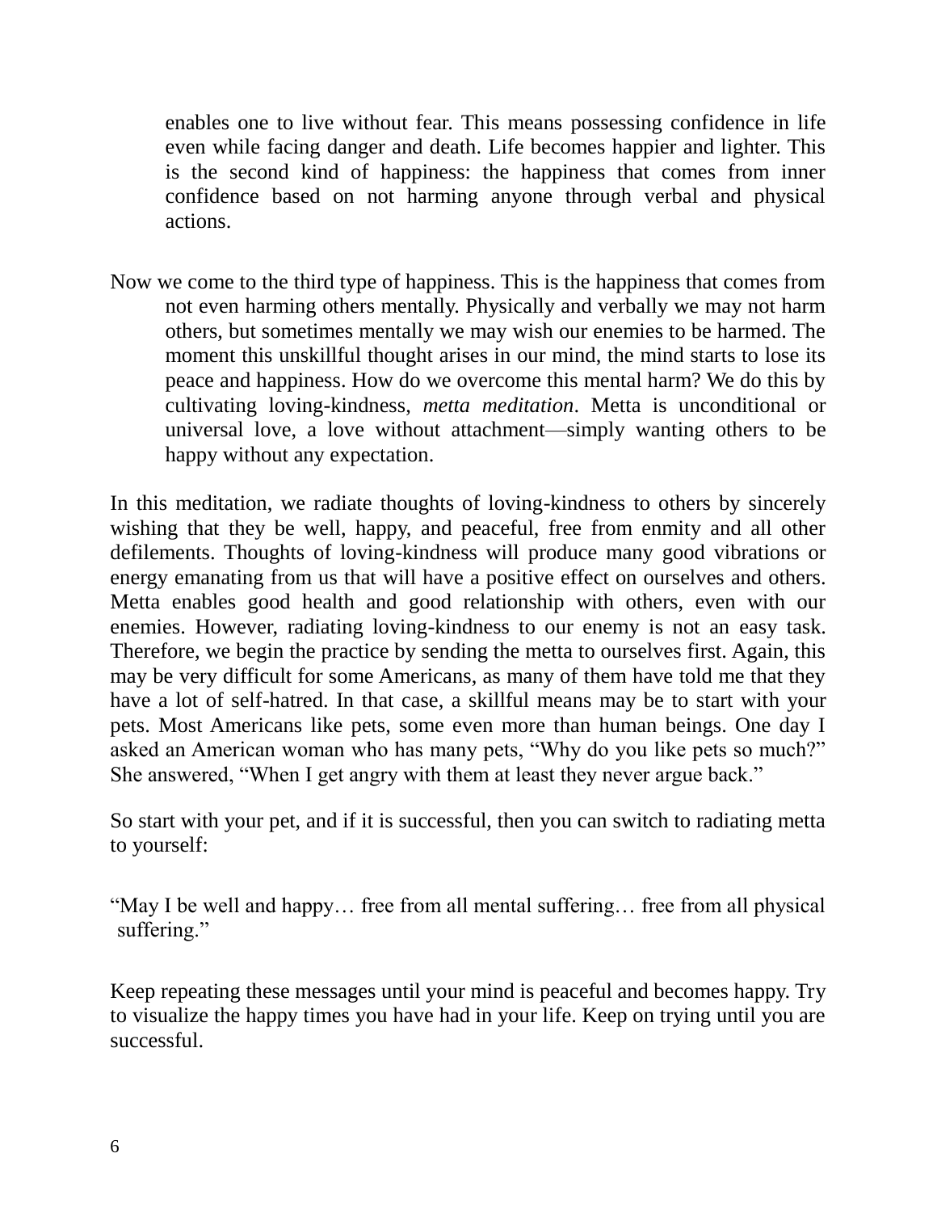enables one to live without fear. This means possessing confidence in life even while facing danger and death. Life becomes happier and lighter. This is the second kind of happiness: the happiness that comes from inner confidence based on not harming anyone through verbal and physical actions.

Now we come to the third type of happiness. This is the happiness that comes from not even harming others mentally. Physically and verbally we may not harm others, but sometimes mentally we may wish our enemies to be harmed. The moment this unskillful thought arises in our mind, the mind starts to lose its peace and happiness. How do we overcome this mental harm? We do this by cultivating loving-kindness, *metta meditation*. Metta is unconditional or universal love, a love without attachment—simply wanting others to be happy without any expectation.

In this meditation, we radiate thoughts of loving-kindness to others by sincerely wishing that they be well, happy, and peaceful, free from enmity and all other defilements. Thoughts of loving-kindness will produce many good vibrations or energy emanating from us that will have a positive effect on ourselves and others. Metta enables good health and good relationship with others, even with our enemies. However, radiating loving-kindness to our enemy is not an easy task. Therefore, we begin the practice by sending the metta to ourselves first. Again, this may be very difficult for some Americans, as many of them have told me that they have a lot of self-hatred. In that case, a skillful means may be to start with your pets. Most Americans like pets, some even more than human beings. One day I asked an American woman who has many pets, "Why do you like pets so much?" She answered, "When I get angry with them at least they never argue back."

So start with your pet, and if it is successful, then you can switch to radiating metta to yourself:

"May I be well and happy… free from all mental suffering… free from all physical suffering."

Keep repeating these messages until your mind is peaceful and becomes happy. Try to visualize the happy times you have had in your life. Keep on trying until you are successful.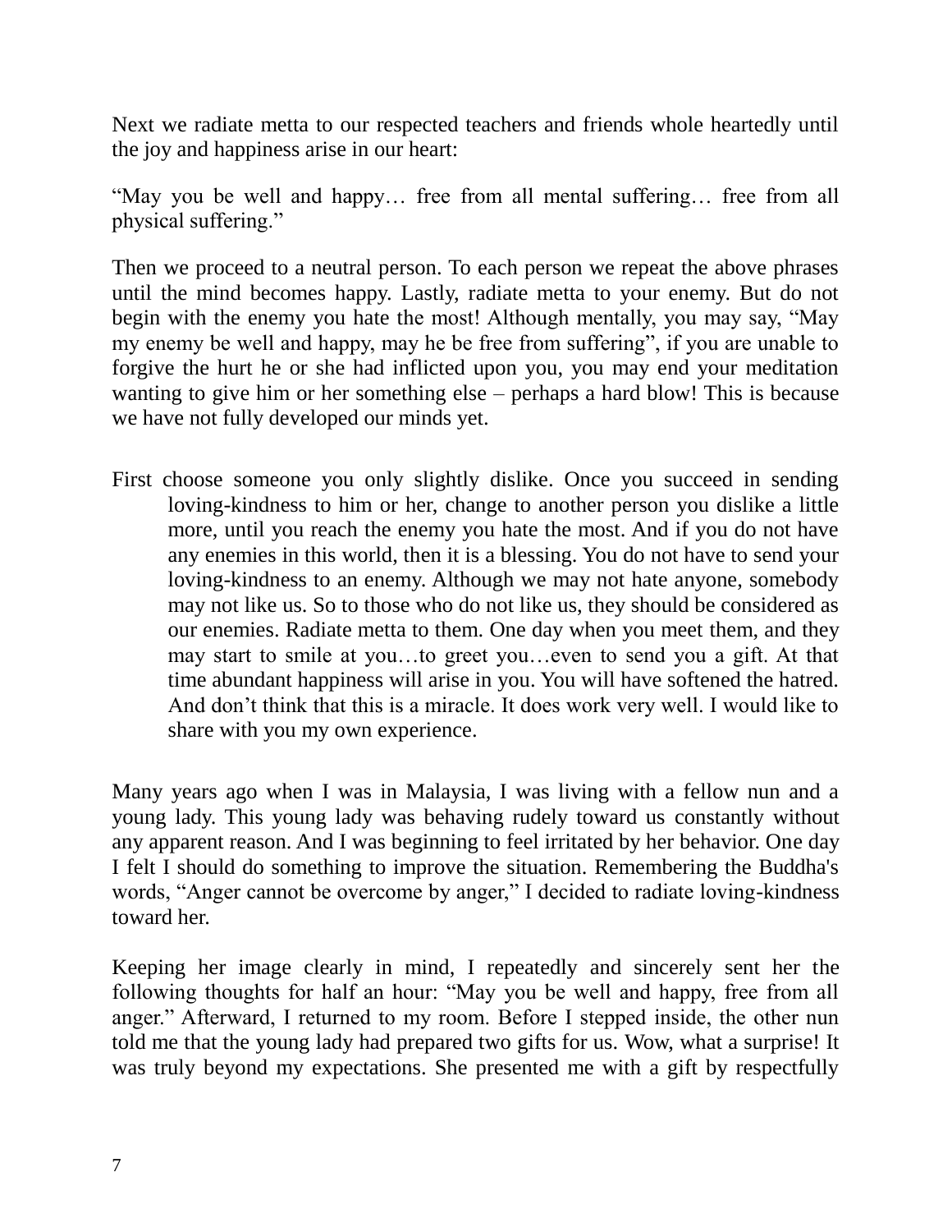Next we radiate metta to our respected teachers and friends whole heartedly until the joy and happiness arise in our heart:

"May you be well and happy… free from all mental suffering… free from all physical suffering."

Then we proceed to a neutral person. To each person we repeat the above phrases until the mind becomes happy. Lastly, radiate metta to your enemy. But do not begin with the enemy you hate the most! Although mentally, you may say, "May my enemy be well and happy, may he be free from suffering", if you are unable to forgive the hurt he or she had inflicted upon you, you may end your meditation wanting to give him or her something else – perhaps a hard blow! This is because we have not fully developed our minds yet.

First choose someone you only slightly dislike. Once you succeed in sending loving-kindness to him or her, change to another person you dislike a little more, until you reach the enemy you hate the most. And if you do not have any enemies in this world, then it is a blessing. You do not have to send your loving-kindness to an enemy. Although we may not hate anyone, somebody may not like us. So to those who do not like us, they should be considered as our enemies. Radiate metta to them. One day when you meet them, and they may start to smile at you…to greet you…even to send you a gift. At that time abundant happiness will arise in you. You will have softened the hatred. And don't think that this is a miracle. It does work very well. I would like to share with you my own experience.

Many years ago when I was in Malaysia, I was living with a fellow nun and a young lady. This young lady was behaving rudely toward us constantly without any apparent reason. And I was beginning to feel irritated by her behavior. One day I felt I should do something to improve the situation. Remembering the Buddha's words, "Anger cannot be overcome by anger," I decided to radiate loving-kindness toward her.

Keeping her image clearly in mind, I repeatedly and sincerely sent her the following thoughts for half an hour: "May you be well and happy, free from all anger." Afterward, I returned to my room. Before I stepped inside, the other nun told me that the young lady had prepared two gifts for us. Wow, what a surprise! It was truly beyond my expectations. She presented me with a gift by respectfully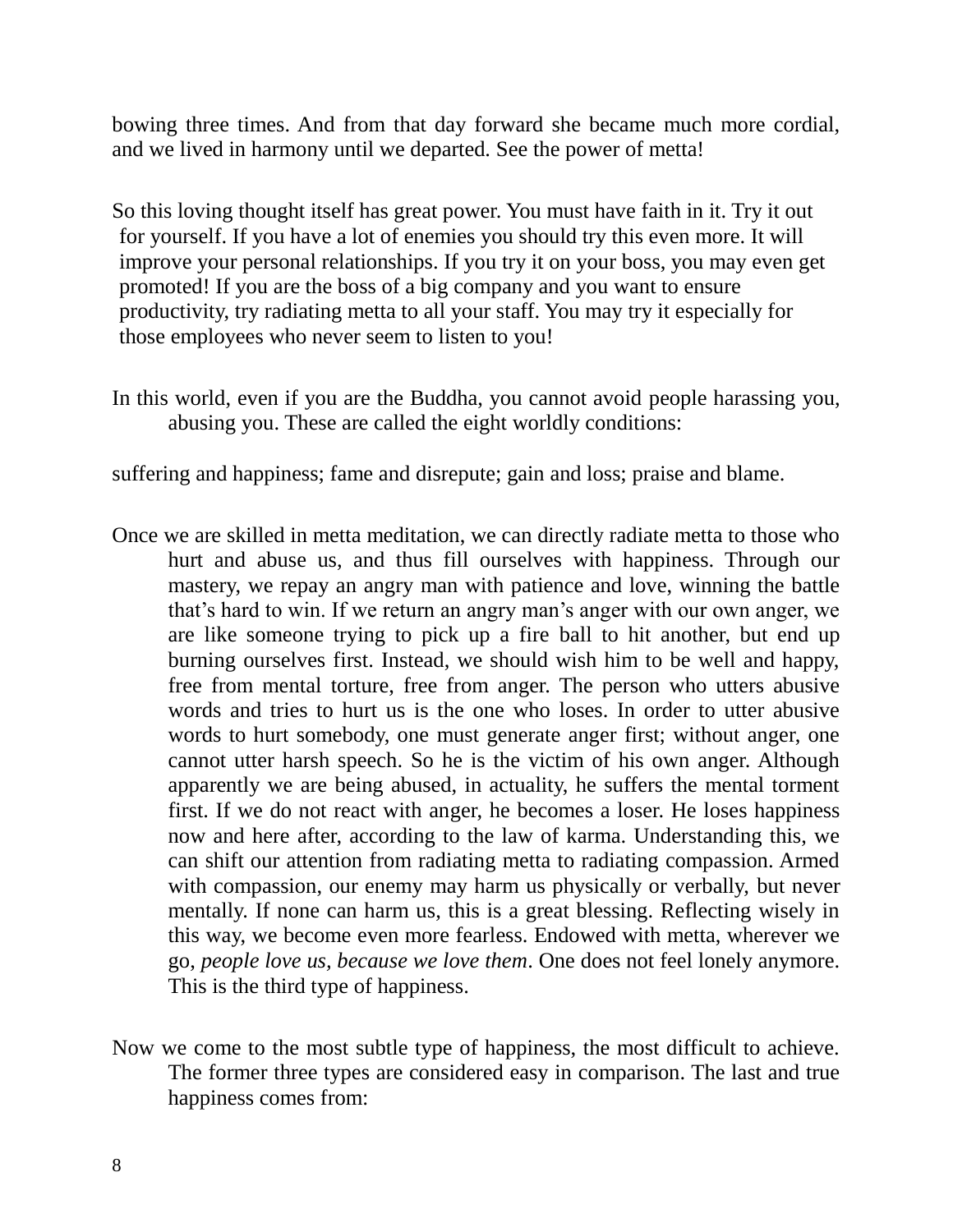bowing three times. And from that day forward she became much more cordial, and we lived in harmony until we departed. See the power of metta!

So this loving thought itself has great power. You must have faith in it. Try it out for yourself. If you have a lot of enemies you should try this even more. It will improve your personal relationships. If you try it on your boss, you may even get promoted! If you are the boss of a big company and you want to ensure productivity, try radiating metta to all your staff. You may try it especially for those employees who never seem to listen to you!

In this world, even if you are the Buddha, you cannot avoid people harassing you, abusing you. These are called the eight worldly conditions:

suffering and happiness; fame and disrepute; gain and loss; praise and blame.

Once we are skilled in metta meditation, we can directly radiate metta to those who hurt and abuse us, and thus fill ourselves with happiness. Through our mastery, we repay an angry man with patience and love, winning the battle that's hard to win. If we return an angry man's anger with our own anger, we are like someone trying to pick up a fire ball to hit another, but end up burning ourselves first. Instead, we should wish him to be well and happy, free from mental torture, free from anger. The person who utters abusive words and tries to hurt us is the one who loses. In order to utter abusive words to hurt somebody, one must generate anger first; without anger, one cannot utter harsh speech. So he is the victim of his own anger. Although apparently we are being abused, in actuality, he suffers the mental torment first. If we do not react with anger, he becomes a loser. He loses happiness now and here after, according to the law of karma. Understanding this, we can shift our attention from radiating metta to radiating compassion. Armed with compassion, our enemy may harm us physically or verbally, but never mentally. If none can harm us, this is a great blessing. Reflecting wisely in this way, we become even more fearless. Endowed with metta, wherever we go, *people love us, because we love them*. One does not feel lonely anymore. This is the third type of happiness.

Now we come to the most subtle type of happiness, the most difficult to achieve. The former three types are considered easy in comparison. The last and true happiness comes from: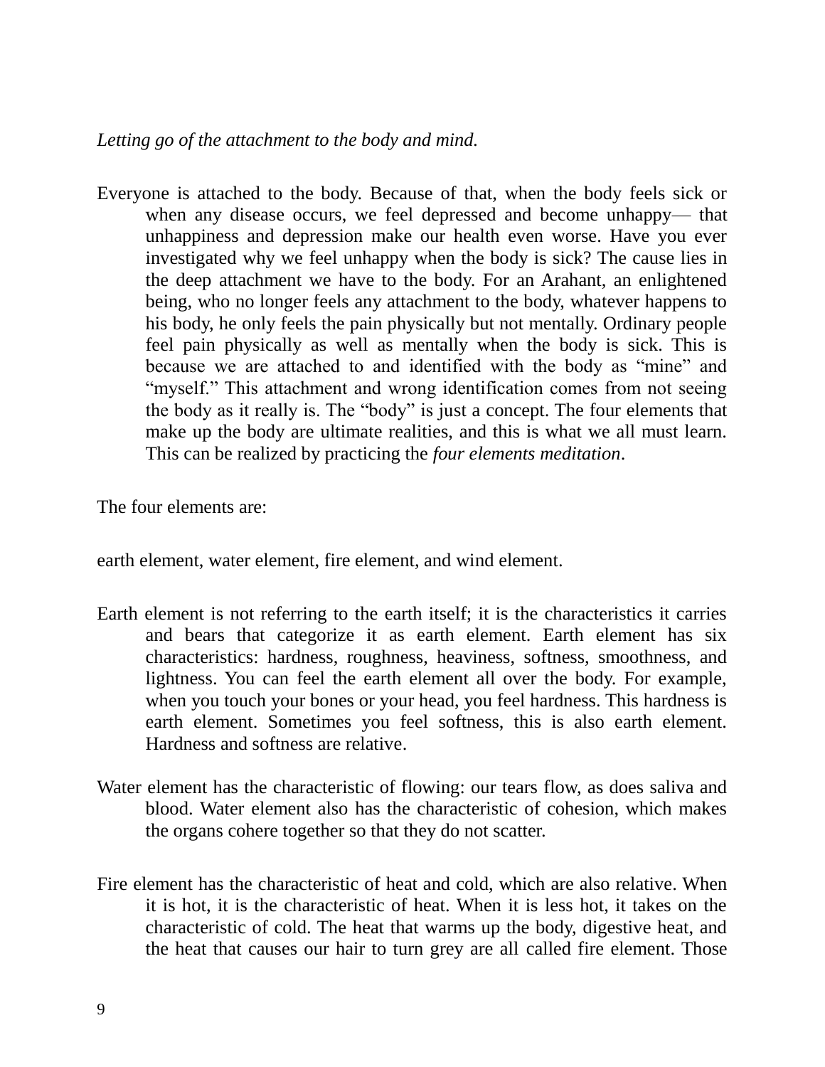*Letting go of the attachment to the body and mind.*

Everyone is attached to the body. Because of that, when the body feels sick or when any disease occurs, we feel depressed and become unhappy— that unhappiness and depression make our health even worse. Have you ever investigated why we feel unhappy when the body is sick? The cause lies in the deep attachment we have to the body. For an Arahant, an enlightened being, who no longer feels any attachment to the body, whatever happens to his body, he only feels the pain physically but not mentally. Ordinary people feel pain physically as well as mentally when the body is sick. This is because we are attached to and identified with the body as “mine” and “myself.” This attachment and wrong identification comes from not seeing the body as it really is. The “body” is just a concept. The four elements that make up the body are ultimate realities, and this is what we all must learn. This can be realized by practicing the *four elements meditation*.

The four elements are:

earth element, water element, fire element, and wind element.

Earth element is not referring to the earth itself; it is the characteristics it carries and bears that categorize it as earth element. Earth element has six characteristics: hardness, roughness, heaviness, softness, smoothness, and lightness. You can feel the earth element all over the body. For example, when you touch your bones or your head, you feel hardness. This hardness is earth element. Sometimes you feel softness, this is also earth element. Hardness and softness are relative.

Water element has the characteristic of flowing: our tears flow, as does saliva and blood. Water element also has the characteristic of cohesion, which makes the organs cohere together so that they do not scatter.

Fire element has the characteristic of heat and cold, which are also relative. When it is hot, it is the characteristic of heat. When it is less hot, it takes on the characteristic of cold. The heat that warms up the body, digestive heat, and the heat that causes our hair to turn grey are all called fire element. Those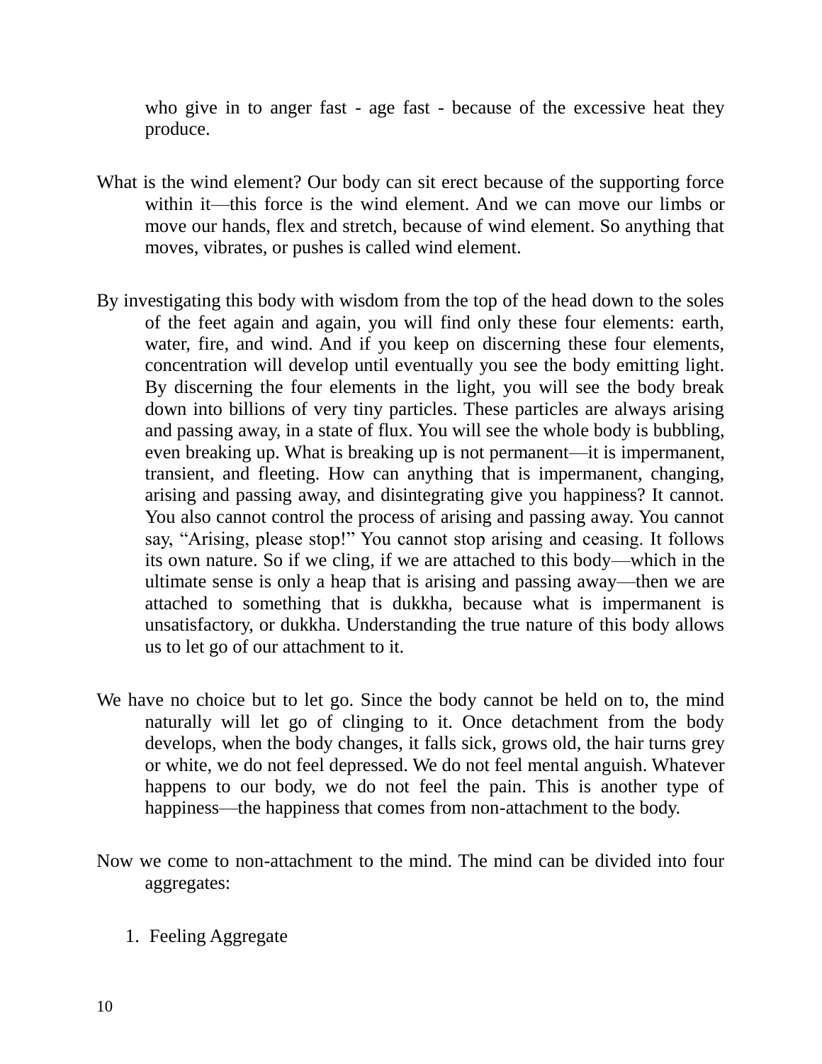who give in to anger fast - age fast - because of the excessive heat they produce.

What is the wind element? Our body can sit erect because of the supporting force within it—this force is the wind element. And we can move our limbs or move our hands, flex and stretch, because of wind element. So anything that moves, vibrates, or pushes is called wind element.

By investigating this body with wisdom from the top of the head down to the soles of the feet again and again, you will find only these four elements: earth, water, fire, and wind. And if you keep on discerning these four elements, concentration will develop until eventually you see the body emitting light. By discerning the four elements in the light, you will see the body break down into billions of very tiny particles. These particles are always arising and passing away, in a state of flux. You will see the whole body is bubbling, even breaking up. What is breaking up is not permanent—it is impermanent, transient, and fleeting. How can anything that is impermanent, changing, arising and passing away, and disintegrating give you happiness? It cannot. You also cannot control the process of arising and passing away. You cannot say, "Arising, please stop!" You cannot stop arising and ceasing. It follows its own nature. So if we cling, if we are attached to this body—which in the ultimate sense is only a heap that is arising and passing away—then we are attached to something that is dukkha, because what is impermanent is unsatisfactory, or dukkha. Understanding the true nature of this body allows us to let go of our attachment to it.

We have no choice but to let go. Since the body cannot be held on to, the mind naturally will let go of clinging to it. Once detachment from the body develops, when the body changes, it falls sick, grows old, the hair turns grey or white, we do not feel depressed. We do not feel mental anguish. Whatever happens to our body, we do not feel the pain. This is another type of happiness—the happiness that comes from non-attachment to the body.

Now we come to non-attachment to the mind. The mind can be divided into four aggregates:

1. Feeling Aggregate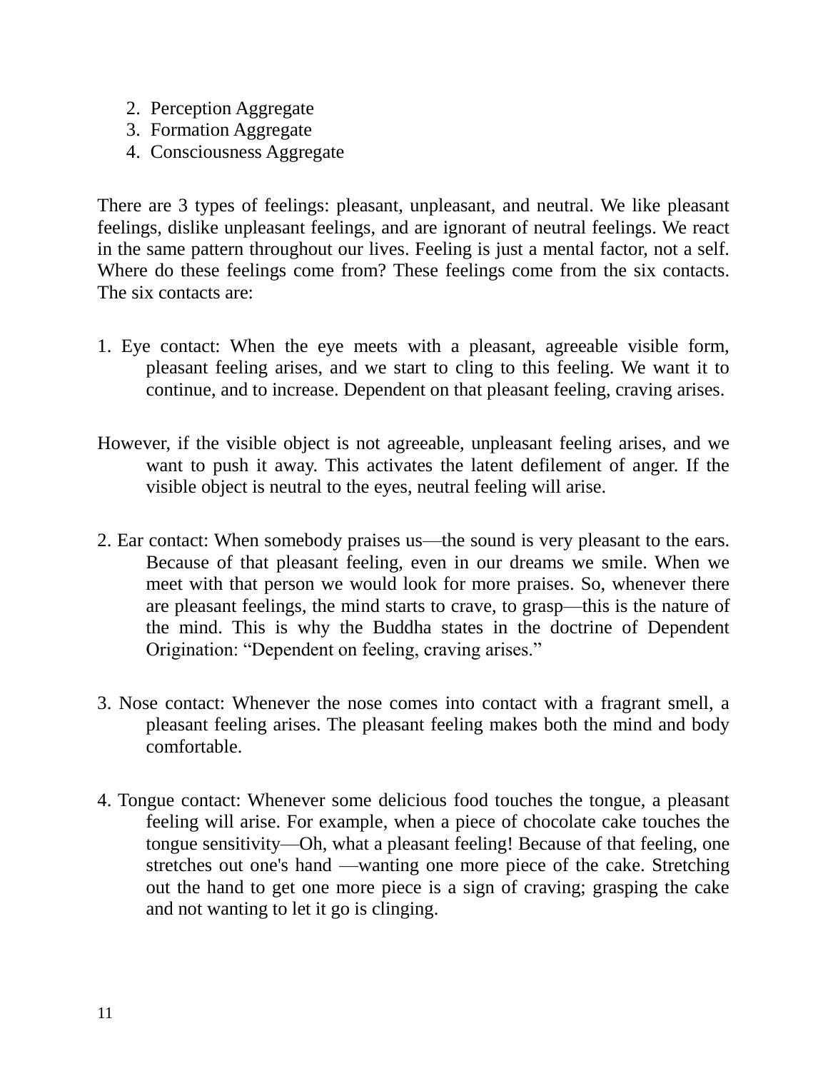2. Perception Aggregate
3. Formation Aggregate
4. Consciousness Aggregate

There are 3 types of feelings: pleasant, unpleasant, and neutral. We like pleasant feelings, dislike unpleasant feelings, and are ignorant of neutral feelings. We react in the same pattern throughout our lives. Feeling is just a mental factor, not a self. Where do these feelings come from? These feelings come from the six contacts. The six contacts are:

1. Eye contact: When the eye meets with a pleasant, agreeable visible form, pleasant feeling arises, and we start to cling to this feeling. We want it to continue, and to increase. Dependent on that pleasant feeling, craving arises.

However, if the visible object is not agreeable, unpleasant feeling arises, and we want to push it away. This activates the latent defilement of anger. If the visible object is neutral to the eyes, neutral feeling will arise.

2. Ear contact: When somebody praises us—the sound is very pleasant to the ears. Because of that pleasant feeling, even in our dreams we smile. When we meet with that person we would look for more praises. So, whenever there are pleasant feelings, the mind starts to crave, to grasp—this is the nature of the mind. This is why the Buddha states in the doctrine of Dependent Origination: "Dependent on feeling, craving arises."

3. Nose contact: Whenever the nose comes into contact with a fragrant smell, a pleasant feeling arises. The pleasant feeling makes both the mind and body comfortable.

4. Tongue contact: Whenever some delicious food touches the tongue, a pleasant feeling will arise. For example, when a piece of chocolate cake touches the tongue sensitivity—Oh, what a pleasant feeling! Because of that feeling, one stretches out one's hand —wanting one more piece of the cake. Stretching out the hand to get one more piece is a sign of craving; grasping the cake and not wanting to let it go is clinging.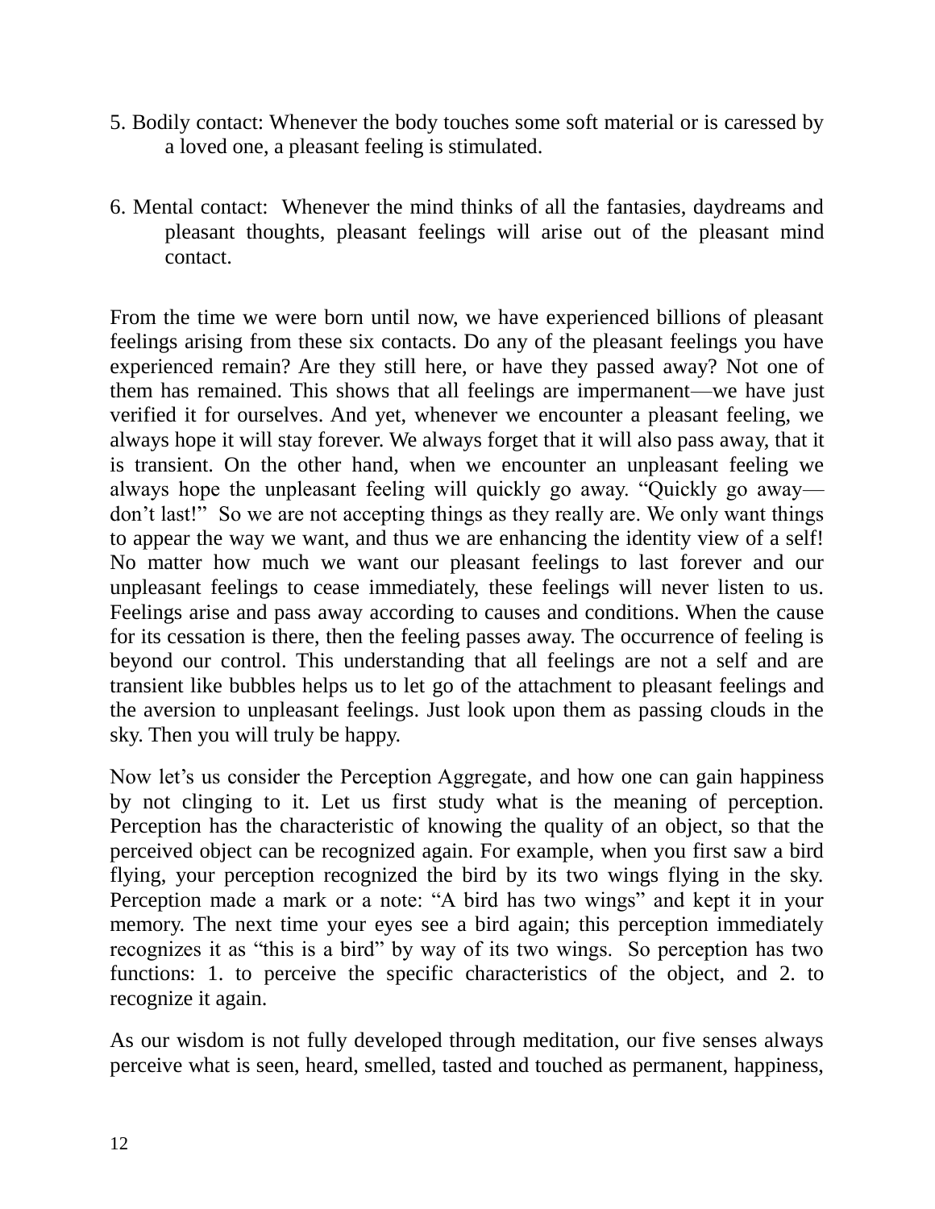5. Bodily contact: Whenever the body touches some soft material or is caressed by a loved one, a pleasant feeling is stimulated.

6. Mental contact: Whenever the mind thinks of all the fantasies, daydreams and pleasant thoughts, pleasant feelings will arise out of the pleasant mind contact.

From the time we were born until now, we have experienced billions of pleasant feelings arising from these six contacts. Do any of the pleasant feelings you have experienced remain? Are they still here, or have they passed away? Not one of them has remained. This shows that all feelings are impermanent—we have just verified it for ourselves. And yet, whenever we encounter a pleasant feeling, we always hope it will stay forever. We always forget that it will also pass away, that it is transient. On the other hand, when we encounter an unpleasant feeling we always hope the unpleasant feeling will quickly go away. "Quickly go away—don't last!" So we are not accepting things as they really are. We only want things to appear the way we want, and thus we are enhancing the identity view of a self! No matter how much we want our pleasant feelings to last forever and our unpleasant feelings to cease immediately, these feelings will never listen to us. Feelings arise and pass away according to causes and conditions. When the cause for its cessation is there, then the feeling passes away. The occurrence of feeling is beyond our control. This understanding that all feelings are not a self and are transient like bubbles helps us to let go of the attachment to pleasant feelings and the aversion to unpleasant feelings. Just look upon them as passing clouds in the sky. Then you will truly be happy.

Now let's us consider the Perception Aggregate, and how one can gain happiness by not clinging to it. Let us first study what is the meaning of perception. Perception has the characteristic of knowing the quality of an object, so that the perceived object can be recognized again. For example, when you first saw a bird flying, your perception recognized the bird by its two wings flying in the sky. Perception made a mark or a note: "A bird has two wings" and kept it in your memory. The next time your eyes see a bird again; this perception immediately recognizes it as "this is a bird" by way of its two wings. So perception has two functions: 1. to perceive the specific characteristics of the object, and 2. to recognize it again.

As our wisdom is not fully developed through meditation, our five senses always perceive what is seen, heard, smelled, tasted and touched as permanent, happiness,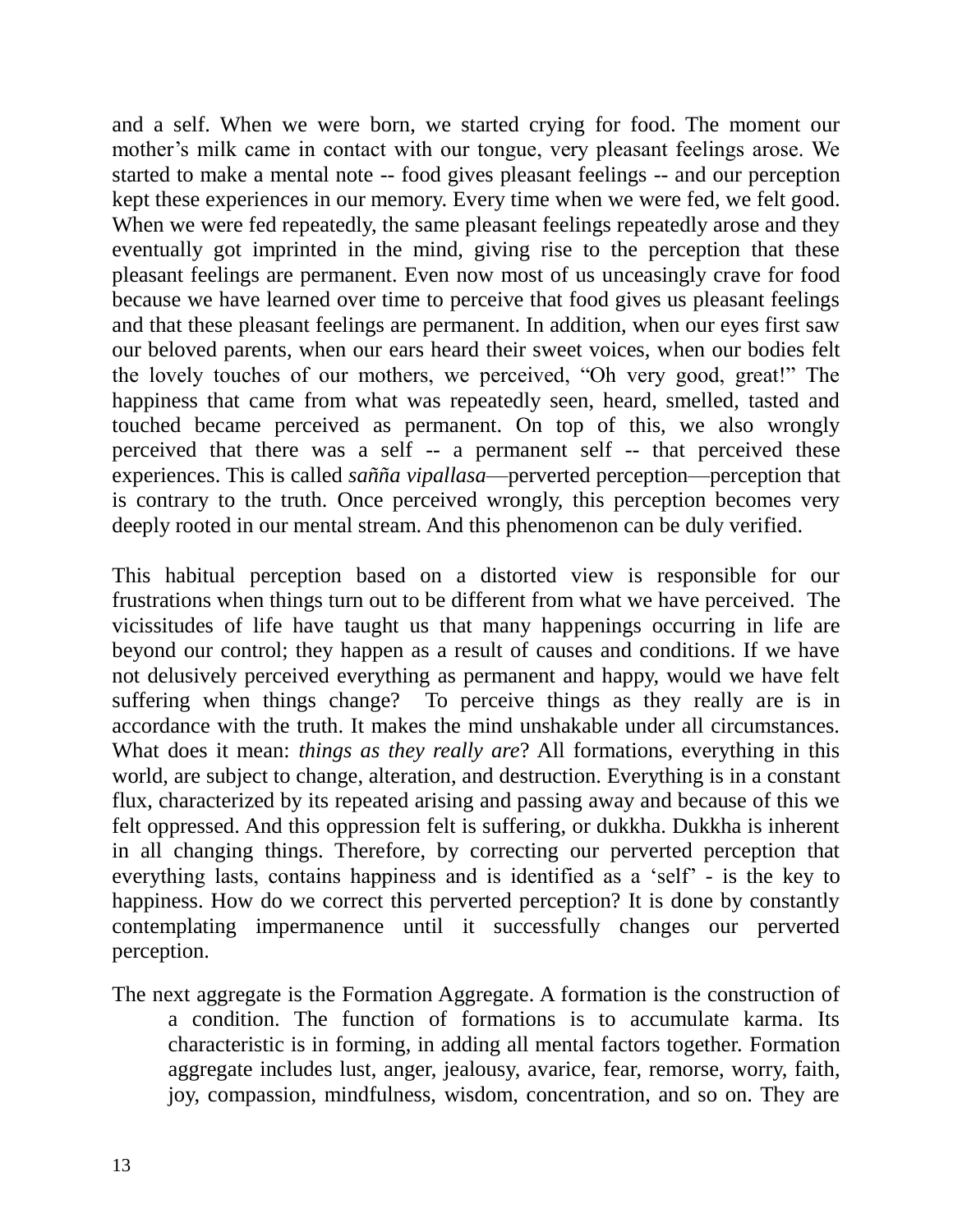and a self. When we were born, we started crying for food. The moment our mother's milk came in contact with our tongue, very pleasant feelings arose. We started to make a mental note -- food gives pleasant feelings -- and our perception kept these experiences in our memory. Every time when we were fed, we felt good. When we were fed repeatedly, the same pleasant feelings repeatedly arose and they eventually got imprinted in the mind, giving rise to the perception that these pleasant feelings are permanent. Even now most of us unceasingly crave for food because we have learned over time to perceive that food gives us pleasant feelings and that these pleasant feelings are permanent. In addition, when our eyes first saw our beloved parents, when our ears heard their sweet voices, when our bodies felt the lovely touches of our mothers, we perceived, "Oh very good, great!" The happiness that came from what was repeatedly seen, heard, smelled, tasted and touched became perceived as permanent. On top of this, we also wrongly perceived that there was a self -- a permanent self -- that perceived these experiences. This is called *sañña vipallasa*—perverted perception—perception that is contrary to the truth. Once perceived wrongly, this perception becomes very deeply rooted in our mental stream. And this phenomenon can be duly verified.

This habitual perception based on a distorted view is responsible for our frustrations when things turn out to be different from what we have perceived. The vicissitudes of life have taught us that many happenings occurring in life are beyond our control; they happen as a result of causes and conditions. If we have not delusively perceived everything as permanent and happy, would we have felt suffering when things change? To perceive things as they really are is in accordance with the truth. It makes the mind unshakable under all circumstances. What does it mean: *things as they really are*? All formations, everything in this world, are subject to change, alteration, and destruction. Everything is in a constant flux, characterized by its repeated arising and passing away and because of this we felt oppressed. And this oppression felt is suffering, or dukkha. Dukkha is inherent in all changing things. Therefore, by correcting our perverted perception that everything lasts, contains happiness and is identified as a 'self' - is the key to happiness. How do we correct this perverted perception? It is done by constantly contemplating impermanence until it successfully changes our perverted perception.

The next aggregate is the Formation Aggregate. A formation is the construction of a condition. The function of formations is to accumulate karma. Its characteristic is in forming, in adding all mental factors together. Formation aggregate includes lust, anger, jealousy, avarice, fear, remorse, worry, faith, joy, compassion, mindfulness, wisdom, concentration, and so on. They are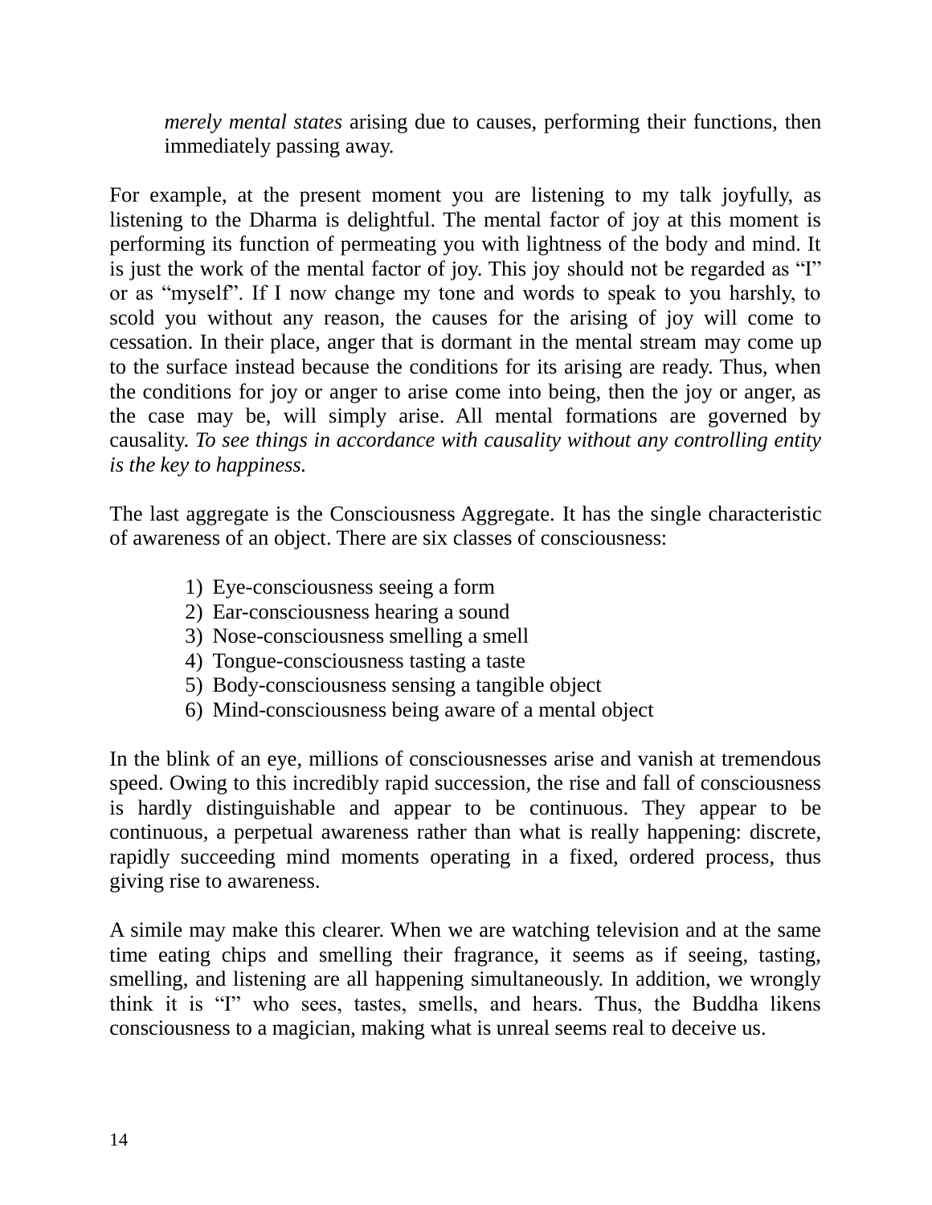*merely mental states* arising due to causes, performing their functions, then immediately passing away.

For example, at the present moment you are listening to my talk joyfully, as listening to the Dharma is delightful. The mental factor of joy at this moment is performing its function of permeating you with lightness of the body and mind. It is just the work of the mental factor of joy. This joy should not be regarded as "I" or as "myself". If I now change my tone and words to speak to you harshly, to scold you without any reason, the causes for the arising of joy will come to cessation. In their place, anger that is dormant in the mental stream may come up to the surface instead because the conditions for its arising are ready. Thus, when the conditions for joy or anger to arise come into being, then the joy or anger, as the case may be, will simply arise. All mental formations are governed by causality. *To see things in accordance with causality without any controlling entity is the key to happiness.*

The last aggregate is the Consciousness Aggregate. It has the single characteristic of awareness of an object. There are six classes of consciousness:

1) Eye-consciousness seeing a form
2) Ear-consciousness hearing a sound
3) Nose-consciousness smelling a smell
4) Tongue-consciousness tasting a taste
5) Body-consciousness sensing a tangible object
6) Mind-consciousness being aware of a mental object

In the blink of an eye, millions of consciousnesses arise and vanish at tremendous speed. Owing to this incredibly rapid succession, the rise and fall of consciousness is hardly distinguishable and appear to be continuous. They appear to be continuous, a perpetual awareness rather than what is really happening: discrete, rapidly succeeding mind moments operating in a fixed, ordered process, thus giving rise to awareness.

A simile may make this clearer. When we are watching television and at the same time eating chips and smelling their fragrance, it seems as if seeing, tasting, smelling, and listening are all happening simultaneously. In addition, we wrongly think it is "I" who sees, tastes, smells, and hears. Thus, the Buddha likens consciousness to a magician, making what is unreal seems real to deceive us.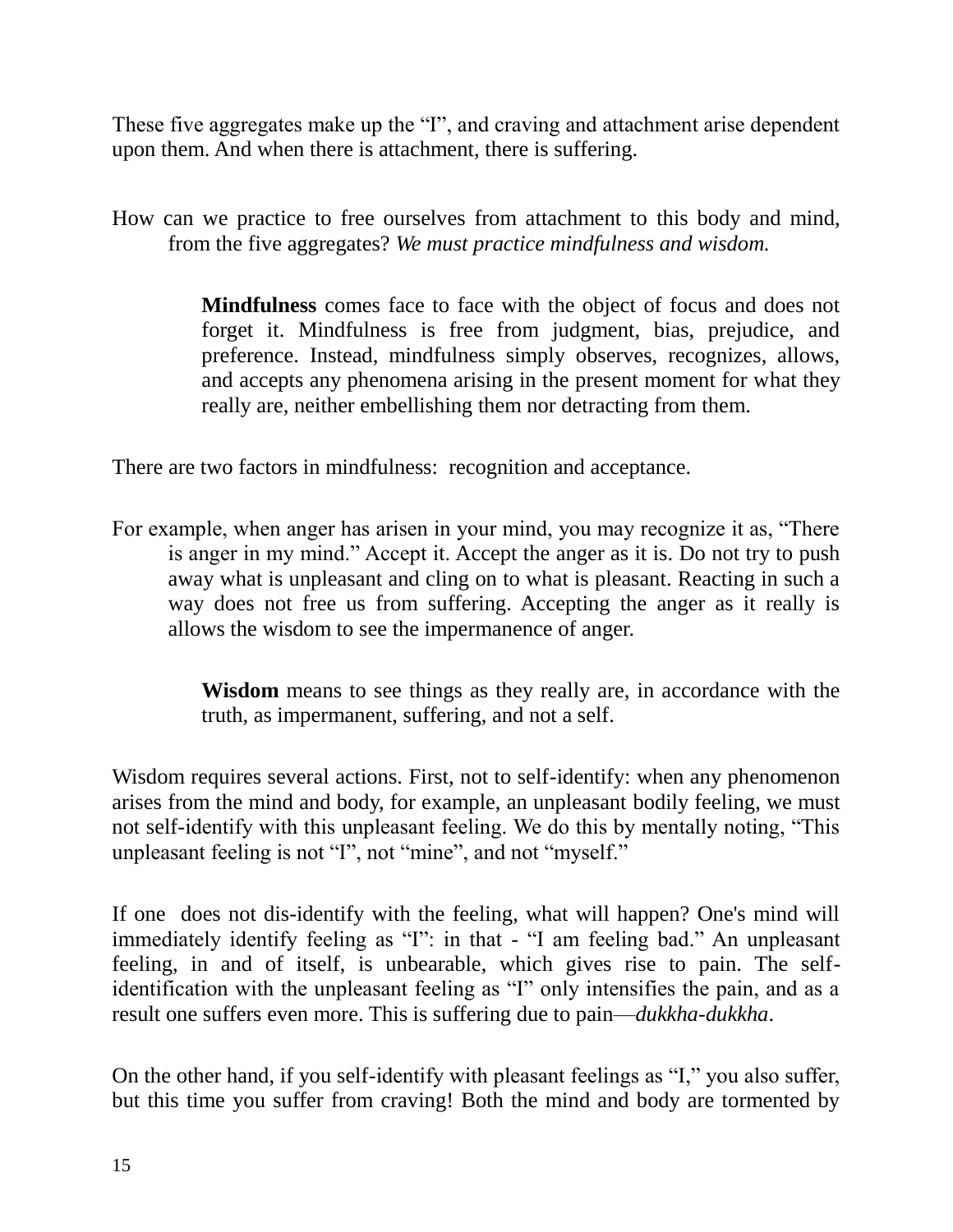These five aggregates make up the “I”, and craving and attachment arise dependent upon them. And when there is attachment, there is suffering.

How can we practice to free ourselves from attachment to this body and mind, from the five aggregates? *We must practice mindfulness and wisdom.*

> **Mindfulness** comes face to face with the object of focus and does not forget it. Mindfulness is free from judgment, bias, prejudice, and preference. Instead, mindfulness simply observes, recognizes, allows, and accepts any phenomena arising in the present moment for what they really are, neither embellishing them nor detracting from them.

There are two factors in mindfulness: recognition and acceptance.

For example, when anger has arisen in your mind, you may recognize it as, “There is anger in my mind.” Accept it. Accept the anger as it is. Do not try to push away what is unpleasant and cling on to what is pleasant. Reacting in such a way does not free us from suffering. Accepting the anger as it really is allows the wisdom to see the impermanence of anger.

> **Wisdom** means to see things as they really are, in accordance with the truth, as impermanent, suffering, and not a self.

Wisdom requires several actions. First, not to self-identify: when any phenomenon arises from the mind and body, for example, an unpleasant bodily feeling, we must not self-identify with this unpleasant feeling. We do this by mentally noting, “This unpleasant feeling is not “I”, not “mine”, and not “myself.”

If one does not dis-identify with the feeling, what will happen? One's mind will immediately identify feeling as “I”: in that - “I am feeling bad.” An unpleasant feeling, in and of itself, is unbearable, which gives rise to pain. The self-identification with the unpleasant feeling as “I” only intensifies the pain, and as a result one suffers even more. This is suffering due to pain—*dukkha-dukkha*.

On the other hand, if you self-identify with pleasant feelings as “I,” you also suffer, but this time you suffer from craving! Both the mind and body are tormented by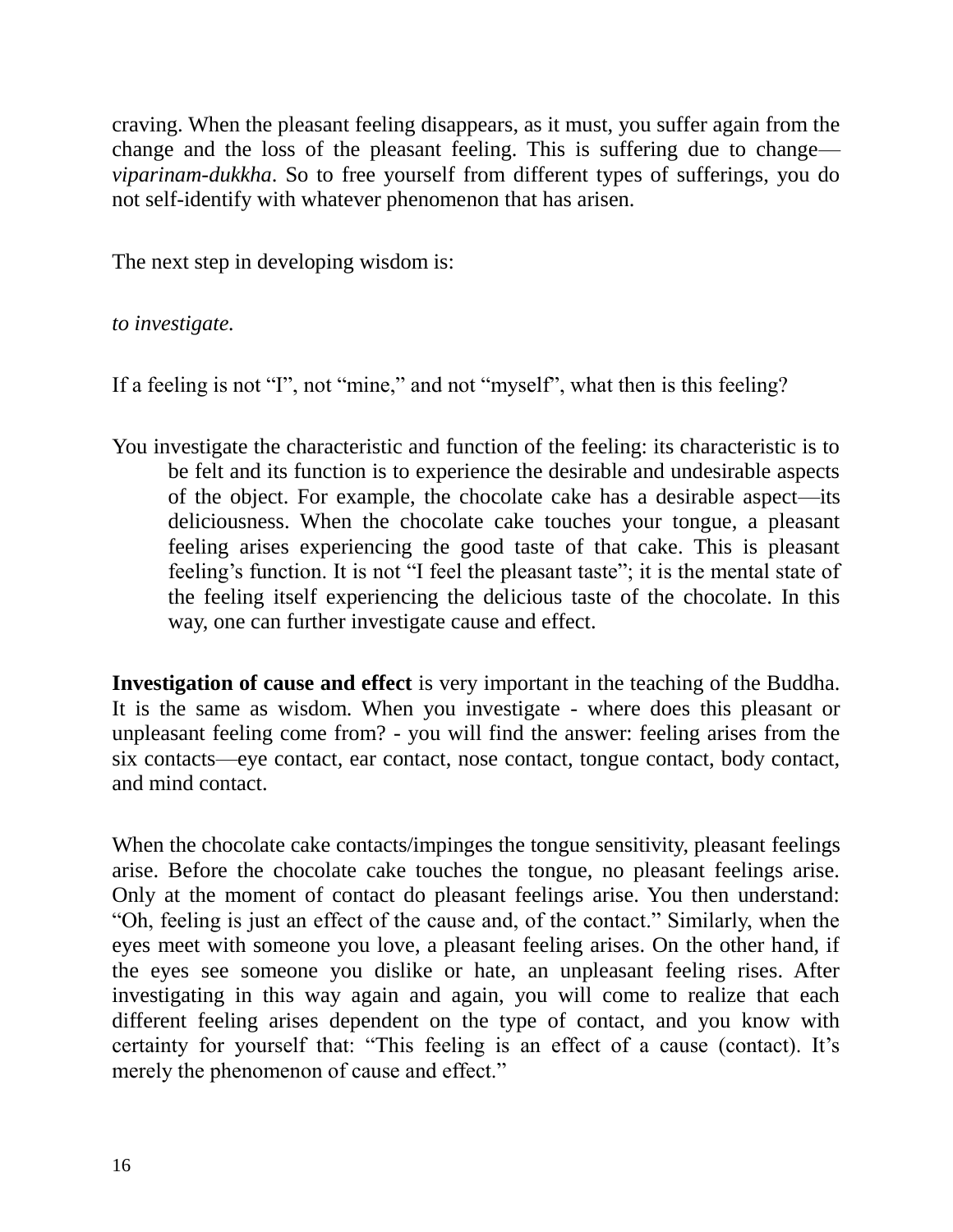craving. When the pleasant feeling disappears, as it must, you suffer again from the change and the loss of the pleasant feeling. This is suffering due to change—*viparinam-dukkha*. So to free yourself from different types of sufferings, you do not self-identify with whatever phenomenon that has arisen.

The next step in developing wisdom is:

*to investigate.*

If a feeling is not “I”, not “mine,” and not “myself”, what then is this feeling?

You investigate the characteristic and function of the feeling: its characteristic is to be felt and its function is to experience the desirable and undesirable aspects of the object. For example, the chocolate cake has a desirable aspect—its deliciousness. When the chocolate cake touches your tongue, a pleasant feeling arises experiencing the good taste of that cake. This is pleasant feeling’s function. It is not “I feel the pleasant taste”; it is the mental state of the feeling itself experiencing the delicious taste of the chocolate. In this way, one can further investigate cause and effect.

**Investigation of cause and effect** is very important in the teaching of the Buddha. It is the same as wisdom. When you investigate - where does this pleasant or unpleasant feeling come from? - you will find the answer: feeling arises from the six contacts—eye contact, ear contact, nose contact, tongue contact, body contact, and mind contact.

When the chocolate cake contacts/impinges the tongue sensitivity, pleasant feelings arise. Before the chocolate cake touches the tongue, no pleasant feelings arise. Only at the moment of contact do pleasant feelings arise. You then understand: “Oh, feeling is just an effect of the cause and, of the contact.” Similarly, when the eyes meet with someone you love, a pleasant feeling arises. On the other hand, if the eyes see someone you dislike or hate, an unpleasant feeling rises. After investigating in this way again and again, you will come to realize that each different feeling arises dependent on the type of contact, and you know with certainty for yourself that: “This feeling is an effect of a cause (contact). It’s merely the phenomenon of cause and effect.”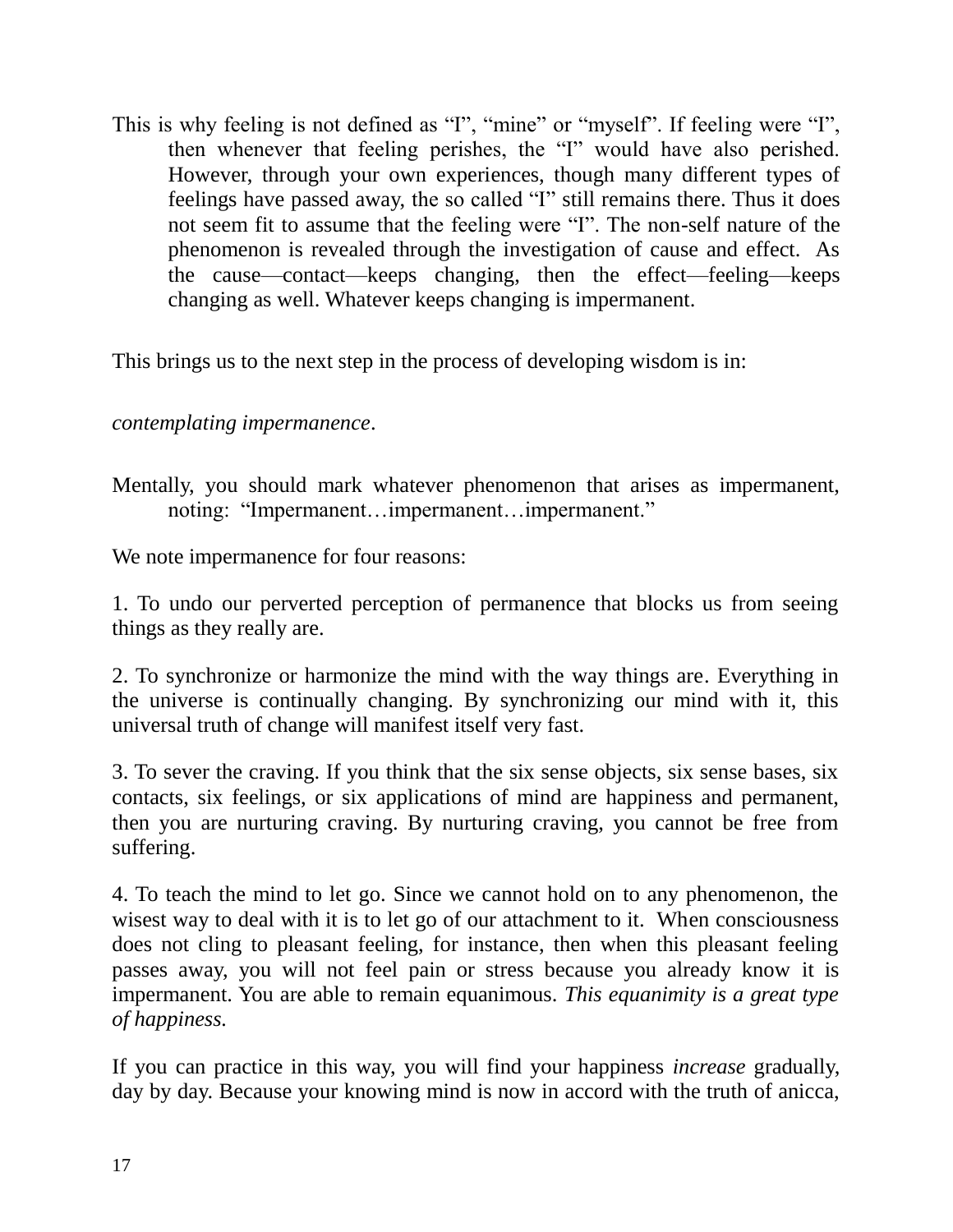This is why feeling is not defined as "I", "mine" or "myself". If feeling were "I", then whenever that feeling perishes, the "I" would have also perished. However, through your own experiences, though many different types of feelings have passed away, the so called "I" still remains there. Thus it does not seem fit to assume that the feeling were "I". The non-self nature of the phenomenon is revealed through the investigation of cause and effect. As the cause—contact—keeps changing, then the effect—feeling—keeps changing as well. Whatever keeps changing is impermanent.

This brings us to the next step in the process of developing wisdom is in:

*contemplating impermanence*.

Mentally, you should mark whatever phenomenon that arises as impermanent, noting: "Impermanent…impermanent…impermanent."

We note impermanence for four reasons:

1. To undo our perverted perception of permanence that blocks us from seeing things as they really are.

2. To synchronize or harmonize the mind with the way things are. Everything in the universe is continually changing. By synchronizing our mind with it, this universal truth of change will manifest itself very fast.

3. To sever the craving. If you think that the six sense objects, six sense bases, six contacts, six feelings, or six applications of mind are happiness and permanent, then you are nurturing craving. By nurturing craving, you cannot be free from suffering.

4. To teach the mind to let go. Since we cannot hold on to any phenomenon, the wisest way to deal with it is to let go of our attachment to it. When consciousness does not cling to pleasant feeling, for instance, then when this pleasant feeling passes away, you will not feel pain or stress because you already know it is impermanent. You are able to remain equanimous. *This equanimity is a great type of happiness.*

If you can practice in this way, you will find your happiness *increase* gradually, day by day. Because your knowing mind is now in accord with the truth of anicca,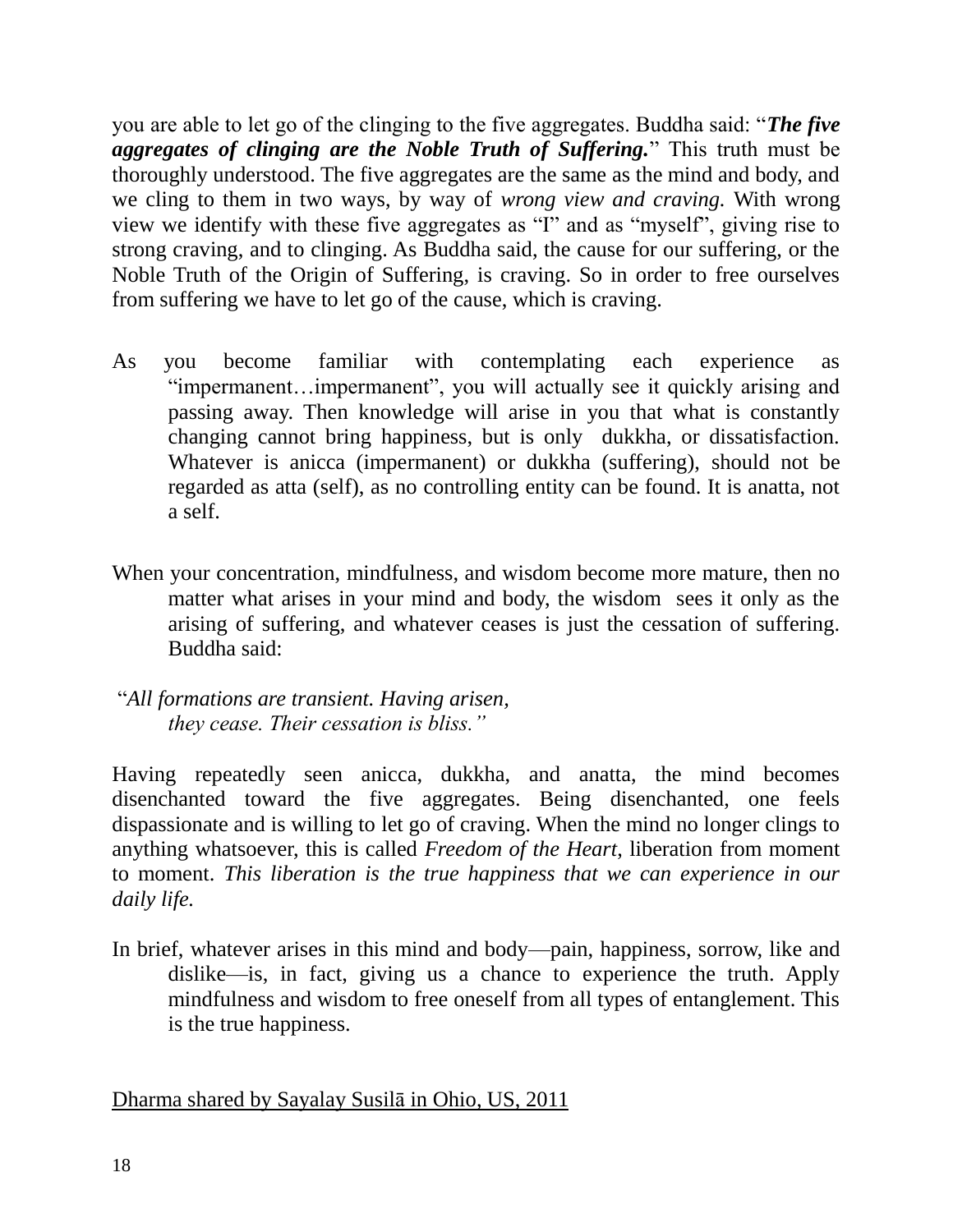you are able to let go of the clinging to the five aggregates. Buddha said: "***The five aggregates of clinging are the Noble Truth of Suffering.***" This truth must be thoroughly understood. The five aggregates are the same as the mind and body, and we cling to them in two ways, by way of *wrong view and craving.* With wrong view we identify with these five aggregates as "I" and as "myself", giving rise to strong craving, and to clinging. As Buddha said, the cause for our suffering, or the Noble Truth of the Origin of Suffering, is craving. So in order to free ourselves from suffering we have to let go of the cause, which is craving.

As you become familiar with contemplating each experience as "impermanent…impermanent", you will actually see it quickly arising and passing away. Then knowledge will arise in you that what is constantly changing cannot bring happiness, but is only dukkha, or dissatisfaction. Whatever is anicca (impermanent) or dukkha (suffering), should not be regarded as atta (self), as no controlling entity can be found. It is anatta, not a self.

When your concentration, mindfulness, and wisdom become more mature, then no matter what arises in your mind and body, the wisdom sees it only as the arising of suffering, and whatever ceases is just the cessation of suffering. Buddha said:

"*All formations are transient. Having arisen, they cease. Their cessation is bliss.*"

Having repeatedly seen anicca, dukkha, and anatta, the mind becomes disenchanted toward the five aggregates. Being disenchanted, one feels dispassionate and is willing to let go of craving. When the mind no longer clings to anything whatsoever, this is called *Freedom of the Heart*, liberation from moment to moment. *This liberation is the true happiness that we can experience in our daily life.*

In brief, whatever arises in this mind and body—pain, happiness, sorrow, like and dislike—is, in fact, giving us a chance to experience the truth. Apply mindfulness and wisdom to free oneself from all types of entanglement. This is the true happiness.

Dharma shared by Sayalay Susilā in Ohio, US, 2011